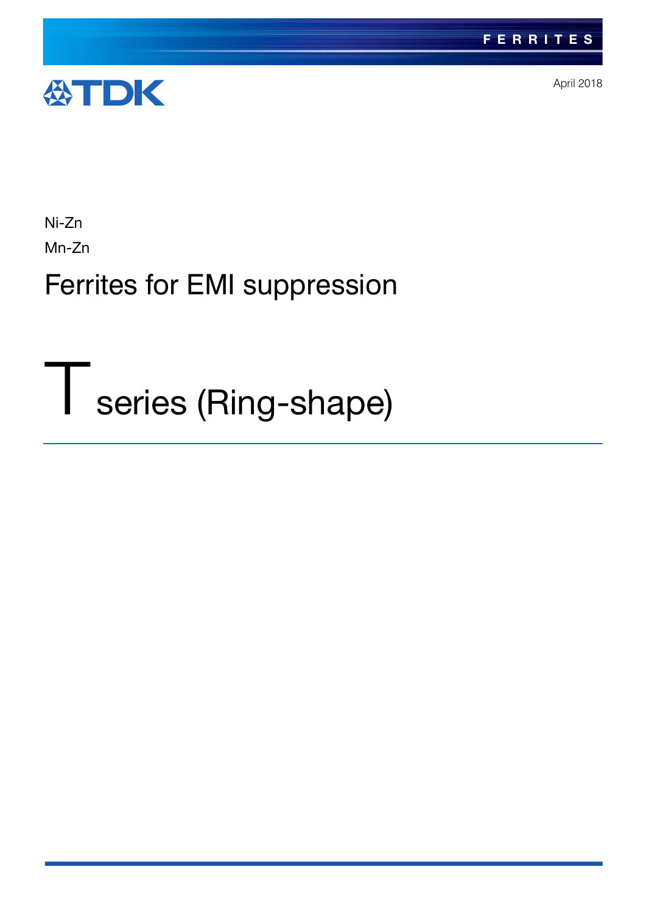FERRITES

TDK

April 2018

Ni-Zn

Mn-Zn

# Ferrites for EMI suppression

# T series (Ring-shape)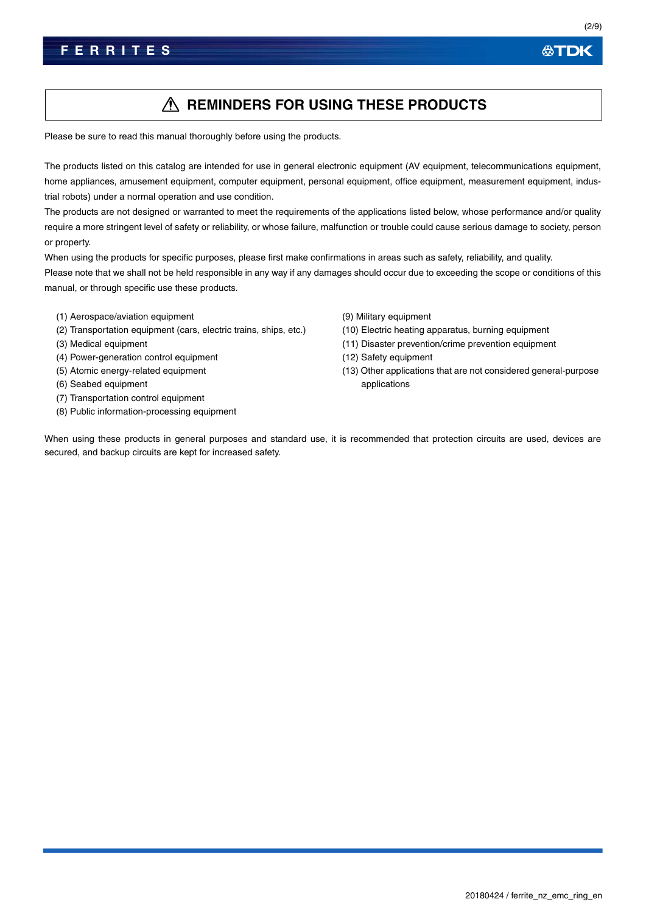# ⚠ REMINDERS FOR USING THESE PRODUCTS

Please be sure to read this manual thoroughly before using the products.

The products listed on this catalog are intended for use in general electronic equipment (AV equipment, telecommunications equipment, home appliances, amusement equipment, computer equipment, personal equipment, office equipment, measurement equipment, industrial robots) under a normal operation and use condition.

The products are not designed or warranted to meet the requirements of the applications listed below, whose performance and/or quality require a more stringent level of safety or reliability, or whose failure, malfunction or trouble could cause serious damage to society, person or property.

When using the products for specific purposes, please first make confirmations in areas such as safety, reliability, and quality.

Please note that we shall not be held responsible in any way if any damages should occur due to exceeding the scope or conditions of this manual, or through specific use these products.

(1) Aerospace/aviation equipment
(2) Transportation equipment (cars, electric trains, ships, etc.)
(3) Medical equipment
(4) Power-generation control equipment
(5) Atomic energy-related equipment
(6) Seabed equipment
(7) Transportation control equipment
(8) Public information-processing equipment
(9) Military equipment
(10) Electric heating apparatus, burning equipment
(11) Disaster prevention/crime prevention equipment
(12) Safety equipment
(13) Other applications that are not considered general-purpose applications

When using these products in general purposes and standard use, it is recommended that protection circuits are used, devices are secured, and backup circuits are kept for increased safety.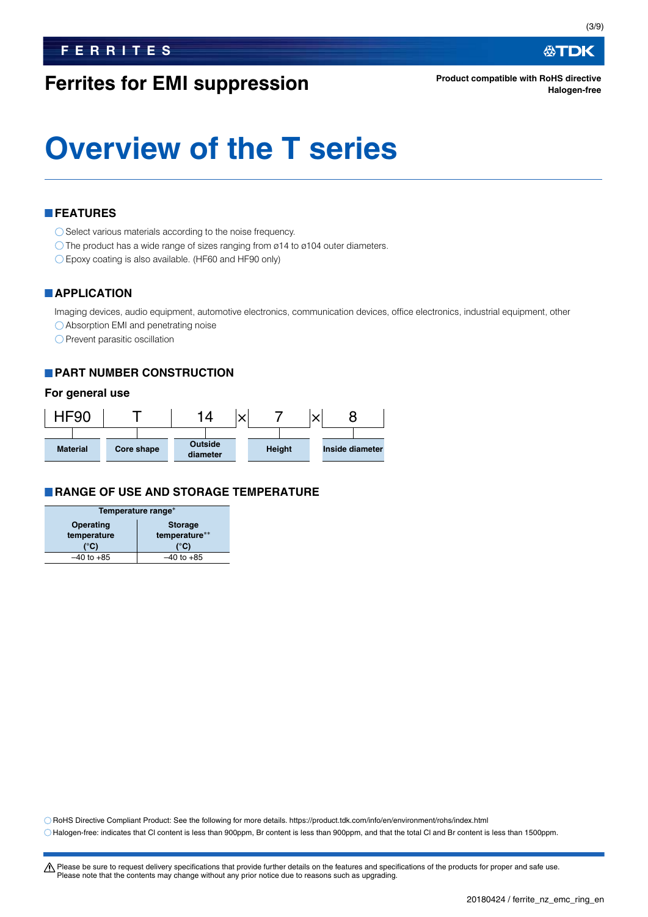# Ferrites for EMI suppression

**Product compatible with RoHS directive**
**Halogen-free**

# Overview of the T series

## FEATURES

- Select various materials according to the noise frequency.
- The product has a wide range of sizes ranging from ø14 to ø104 outer diameters.
- Epoxy coating is also available. (HF60 and HF90 only)

## APPLICATION

Imaging devices, audio equipment, automotive electronics, communication devices, office electronics, industrial equipment, other

- Absorption EMI and penetrating noise
- Prevent parasitic oscillation

## PART NUMBER CONSTRUCTION

### For general use

| HF90 | T | 14 | × | 7 | × | 8 |
|---|---|---|---|---|---|---|
| Material | Core shape | Outside diameter | | Height | | Inside diameter |

## RANGE OF USE AND STORAGE TEMPERATURE

| Temperature range* | |
|---|---|
| Operating temperature (°C) | Storage temperature** (°C) |
| –40 to +85 | –40 to +85 |

- RoHS Directive Compliant Product: See the following for more details. https://product.tdk.com/info/en/environment/rohs/index.html
- Halogen-free: indicates that Cl content is less than 900ppm, Br content is less than 900ppm, and that the total Cl and Br content is less than 1500ppm.

⚠ Please be sure to request delivery specifications that provide further details on the features and specifications of the products for proper and safe use.
Please note that the contents may change without any prior notice due to reasons such as upgrading.

20180424 / ferrite_nz_emc_ring_en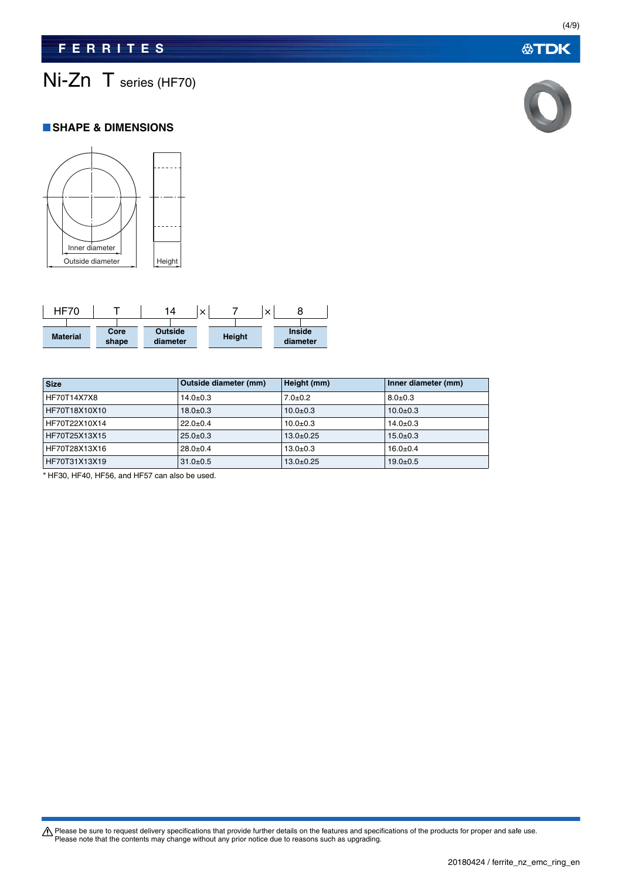# Ni-Zn T series (HF70)

## ■SHAPE & DIMENSIONS

Inner diameter
Outside diameter
Height

| HF70 | T | 14 | × | 7 | × | 8 |
|---|---|---|---|---|---|---|
| **Material** | **Core shape** | **Outside diameter** | | **Height** | | **Inside diameter** |

| Size | Outside diameter (mm) | Height (mm) | Inner diameter (mm) |
|---|---|---|---|
| HF70T14X7X8 | 14.0±0.3 | 7.0±0.2 | 8.0±0.3 |
| HF70T18X10X10 | 18.0±0.3 | 10.0±0.3 | 10.0±0.3 |
| HF70T22X10X14 | 22.0±0.4 | 10.0±0.3 | 14.0±0.3 |
| HF70T25X13X15 | 25.0±0.3 | 13.0±0.25 | 15.0±0.3 |
| HF70T28X13X16 | 28.0±0.4 | 13.0±0.3 | 16.0±0.4 |
| HF70T31X13X19 | 31.0±0.5 | 13.0±0.25 | 19.0±0.5 |

* HF30, HF40, HF56, and HF57 can also be used.

⚠ Please be sure to request delivery specifications that provide further details on the features and specifications of the products for proper and safe use.
Please note that the contents may change without any prior notice due to reasons such as upgrading.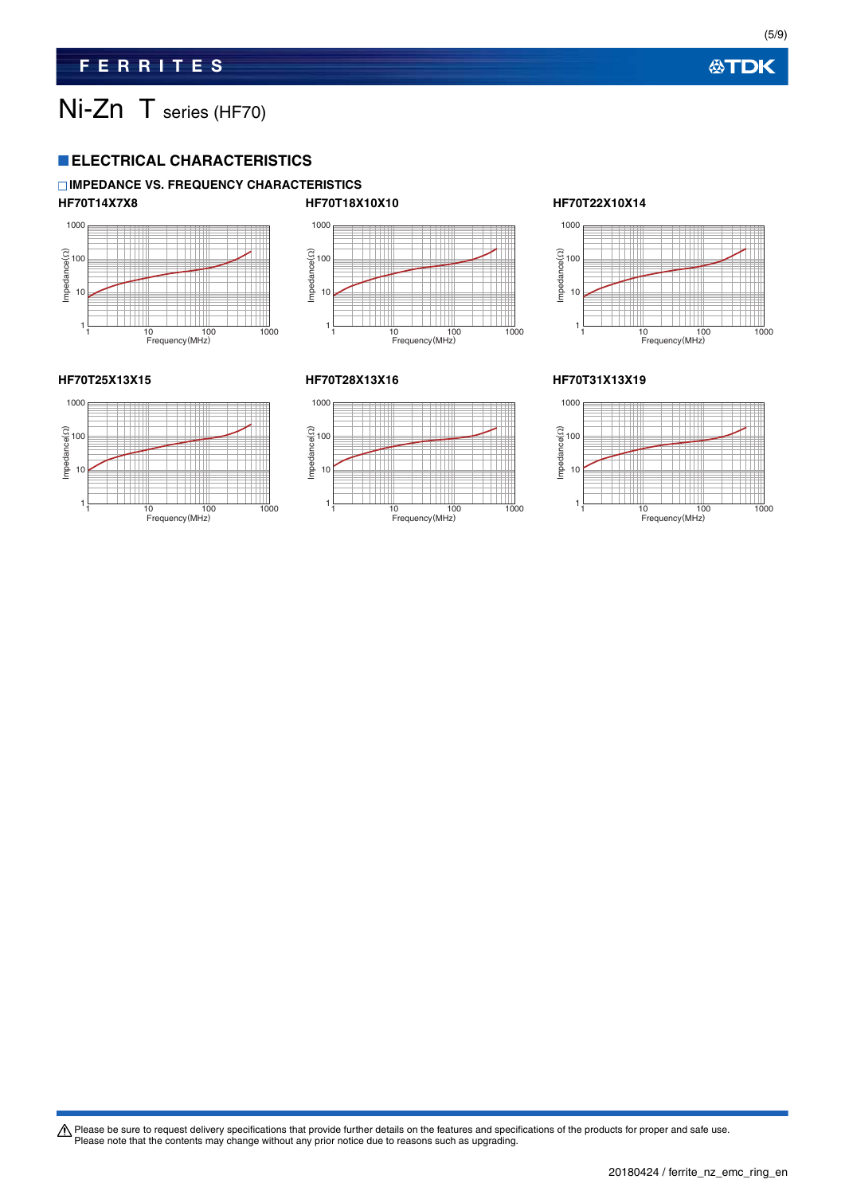# Ni-Zn T series (HF70)

## ELECTRICAL CHARACTERISTICS

### IMPEDANCE VS. FREQUENCY CHARACTERISTICS

**HF70T14X7X8**

**HF70T18X10X10**

**HF70T22X10X14**

**HF70T25X13X15**

**HF70T28X13X16**

**HF70T31X13X19**

⚠ Please be sure to request delivery specifications that provide further details on the features and specifications of the products for proper and safe use.
Please note that the contents may change without any prior notice due to reasons such as upgrading.

20180424 / ferrite_nz_emc_ring_en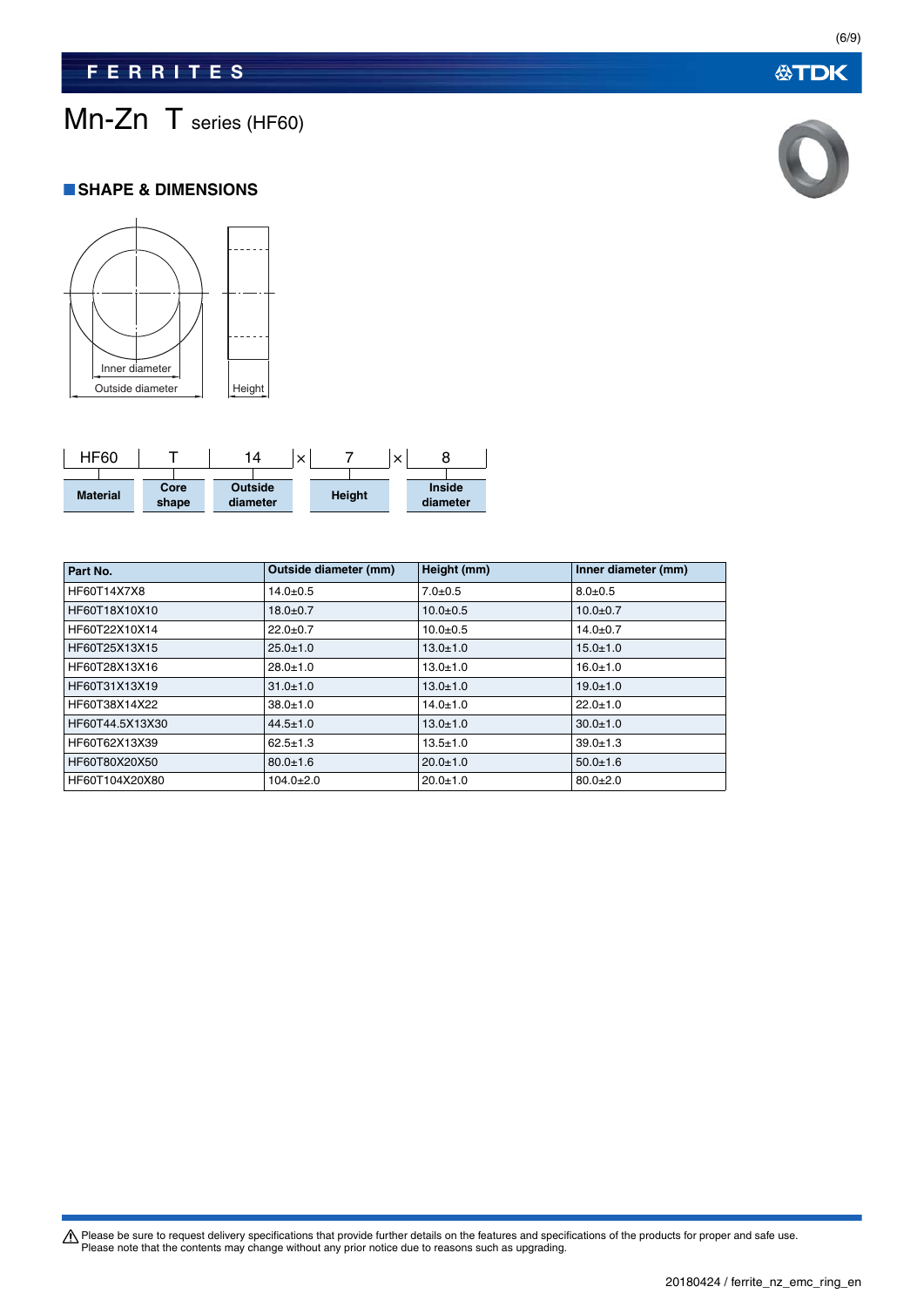# Mn-Zn T series (HF60)

## SHAPE & DIMENSIONS

Inner diameter
Outside diameter
Height

| HF60 | T | 14 | × | 7 | × | 8 |
|---|---|---|---|---|---|---|
| **Material** | **Core shape** | **Outside diameter** | | **Height** | | **Inside diameter** |

| Part No. | Outside diameter (mm) | Height (mm) | Inner diameter (mm) |
|---|---|---|---|
| HF60T14X7X8 | 14.0±0.5 | 7.0±0.5 | 8.0±0.5 |
| HF60T18X10X10 | 18.0±0.7 | 10.0±0.5 | 10.0±0.7 |
| HF60T22X10X14 | 22.0±0.7 | 10.0±0.5 | 14.0±0.7 |
| HF60T25X13X15 | 25.0±1.0 | 13.0±1.0 | 15.0±1.0 |
| HF60T28X13X16 | 28.0±1.0 | 13.0±1.0 | 16.0±1.0 |
| HF60T31X13X19 | 31.0±1.0 | 13.0±1.0 | 19.0±1.0 |
| HF60T38X14X22 | 38.0±1.0 | 14.0±1.0 | 22.0±1.0 |
| HF60T44.5X13X30 | 44.5±1.0 | 13.0±1.0 | 30.0±1.0 |
| HF60T62X13X39 | 62.5±1.3 | 13.5±1.0 | 39.0±1.3 |
| HF60T80X20X50 | 80.0±1.6 | 20.0±1.0 | 50.0±1.6 |
| HF60T104X20X80 | 104.0±2.0 | 20.0±1.0 | 80.0±2.0 |

⚠ Please be sure to request delivery specifications that provide further details on the features and specifications of the products for proper and safe use.
Please note that the contents may change without any prior notice due to reasons such as upgrading.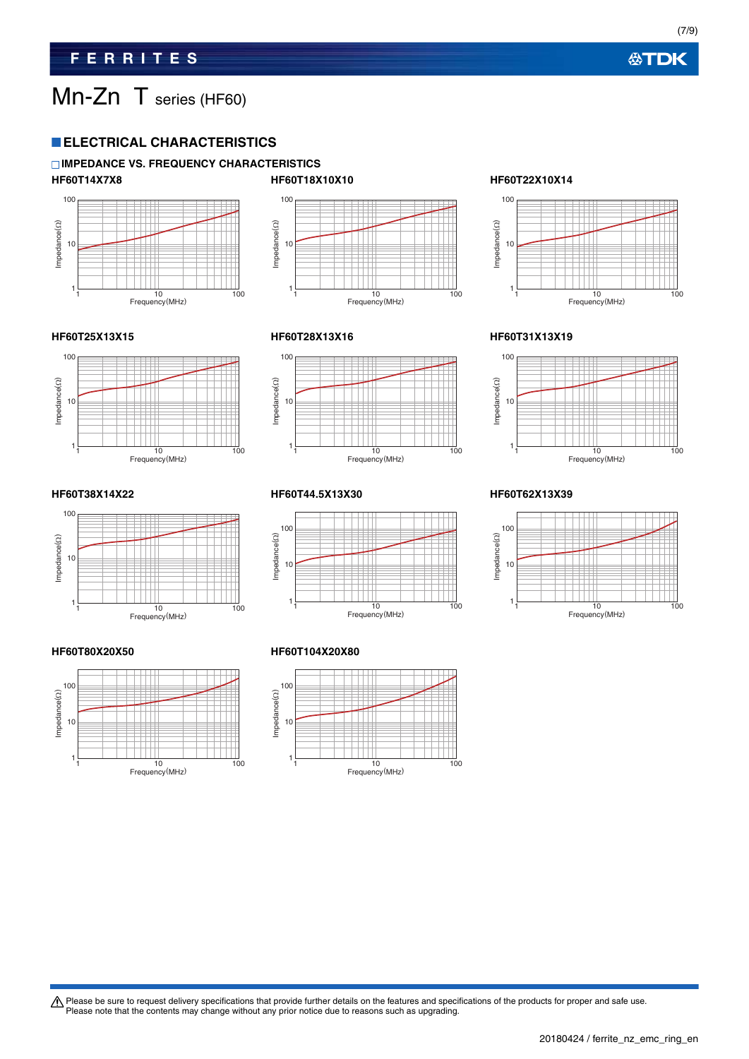# Mn-Zn T series (HF60)

## ELECTRICAL CHARACTERISTICS

### IMPEDANCE VS. FREQUENCY CHARACTERISTICS

**HF60T14X7X8**

**HF60T18X10X10**

**HF60T22X10X14**

**HF60T25X13X15**

**HF60T28X13X16**

**HF60T31X13X19**

**HF60T38X14X22**

**HF60T44.5X13X30**

**HF60T62X13X39**

**HF60T80X20X50**

**HF60T104X20X80**

⚠ Please be sure to request delivery specifications that provide further details on the features and specifications of the products for proper and safe use.
Please note that the contents may change without any prior notice due to reasons such as upgrading.

20180424 / ferrite_nz_emc_ring_en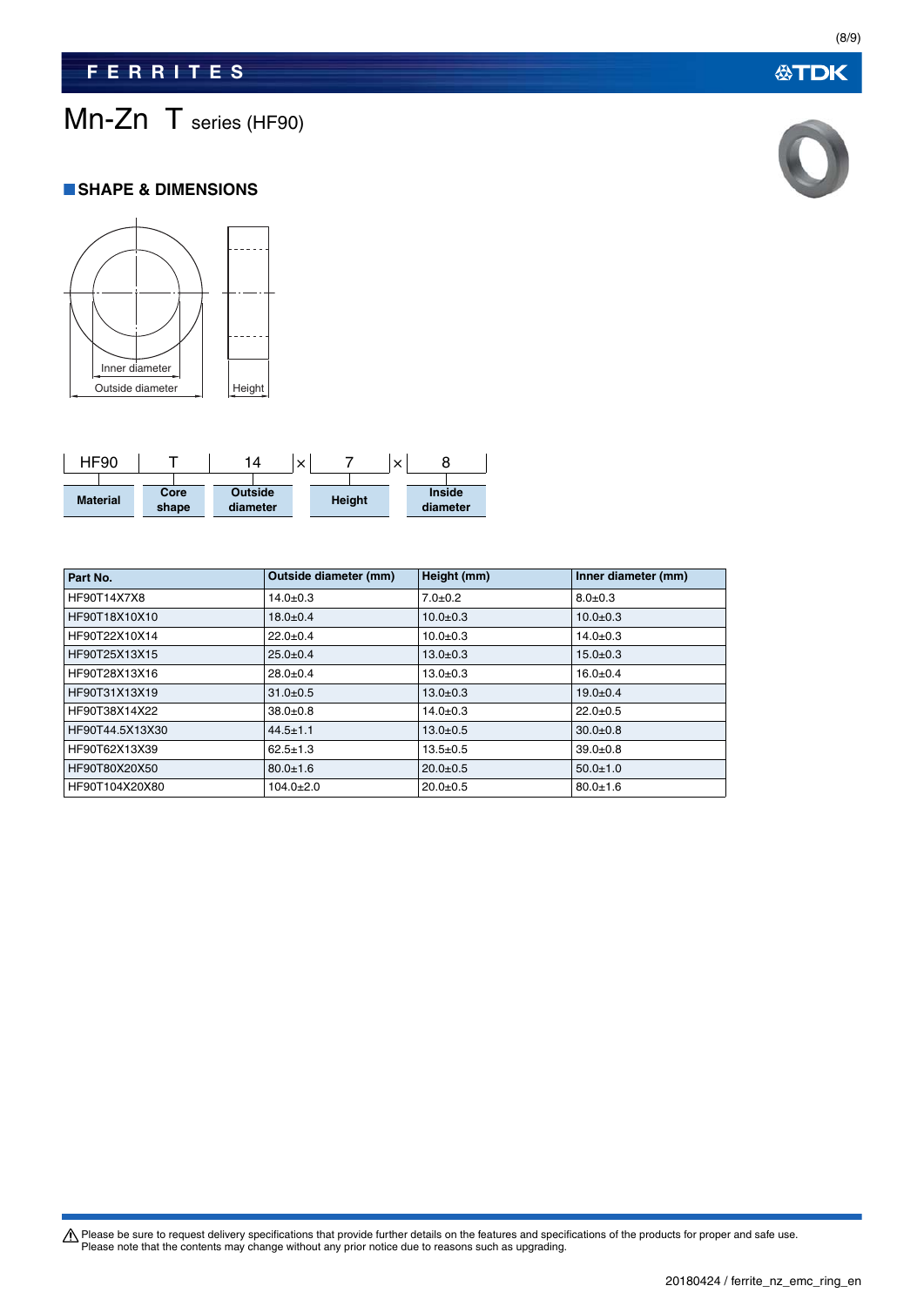# Mn-Zn T series (HF90)

## SHAPE & DIMENSIONS

Inner diameter

Outside diameter

Height

| HF90 | T | 14 | × | 7 | × | 8 |
|---|---|---|---|---|---|---|
| Material | Core shape | Outside diameter | | Height | | Inside diameter |

| Part No. | Outside diameter (mm) | Height (mm) | Inner diameter (mm) |
|---|---|---|---|
| HF90T14X7X8 | 14.0±0.3 | 7.0±0.2 | 8.0±0.3 |
| HF90T18X10X10 | 18.0±0.4 | 10.0±0.3 | 10.0±0.3 |
| HF90T22X10X14 | 22.0±0.4 | 10.0±0.3 | 14.0±0.3 |
| HF90T25X13X15 | 25.0±0.4 | 13.0±0.3 | 15.0±0.3 |
| HF90T28X13X16 | 28.0±0.4 | 13.0±0.3 | 16.0±0.4 |
| HF90T31X13X19 | 31.0±0.5 | 13.0±0.3 | 19.0±0.4 |
| HF90T38X14X22 | 38.0±0.8 | 14.0±0.3 | 22.0±0.5 |
| HF90T44.5X13X30 | 44.5±1.1 | 13.0±0.5 | 30.0±0.8 |
| HF90T62X13X39 | 62.5±1.3 | 13.5±0.5 | 39.0±0.8 |
| HF90T80X20X50 | 80.0±1.6 | 20.0±0.5 | 50.0±1.0 |
| HF90T104X20X80 | 104.0±2.0 | 20.0±0.5 | 80.0±1.6 |

⚠ Please be sure to request delivery specifications that provide further details on the features and specifications of the products for proper and safe use.
Please note that the contents may change without any prior notice due to reasons such as upgrading.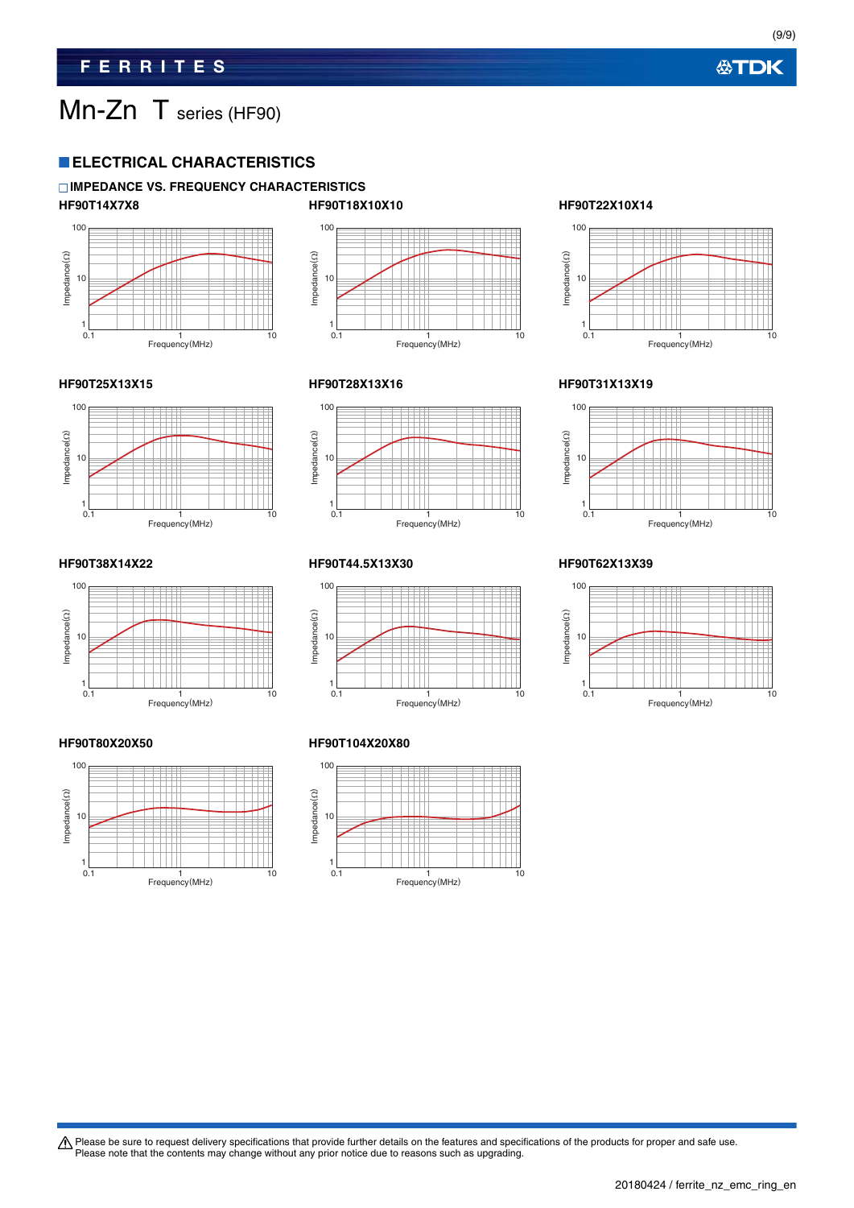# Mn-Zn T series (HF90)

## ELECTRICAL CHARACTERISTICS

### IMPEDANCE VS. FREQUENCY CHARACTERISTICS

**HF90T14X7X8**

100
10
1
Impedance(Ω)
0.1
1
10
Frequency(MHz)

**HF90T18X10X10**

100
10
1
Impedance(Ω)
0.1
1
10
Frequency(MHz)

**HF90T22X10X14**

100
10
1
Impedance(Ω)
0.1
1
10
Frequency(MHz)

**HF90T25X13X15**

100
10
1
Impedance(Ω)
0.1
1
10
Frequency(MHz)

**HF90T28X13X16**

100
10
1
Impedance(Ω)
0.1
1
10
Frequency(MHz)

**HF90T31X13X19**

100
10
1
Impedance(Ω)
0.1
1
10
Frequency(MHz)

**HF90T38X14X22**

100
10
1
Impedance(Ω)
0.1
1
10
Frequency(MHz)

**HF90T44.5X13X30**

100
10
1
Impedance(Ω)
0.1
1
10
Frequency(MHz)

**HF90T62X13X39**

100
10
1
Impedance(Ω)
0.1
1
10
Frequency(MHz)

**HF90T80X20X50**

100
10
1
Impedance(Ω)
0.1
1
10
Frequency(MHz)

**HF90T104X20X80**

100
10
1
Impedance(Ω)
0.1
1
10
Frequency(MHz)

⚠ Please be sure to request delivery specifications that provide further details on the features and specifications of the products for proper and safe use.
Please note that the contents may change without any prior notice due to reasons such as upgrading.

20180424 / ferrite_nz_emc_ring_en